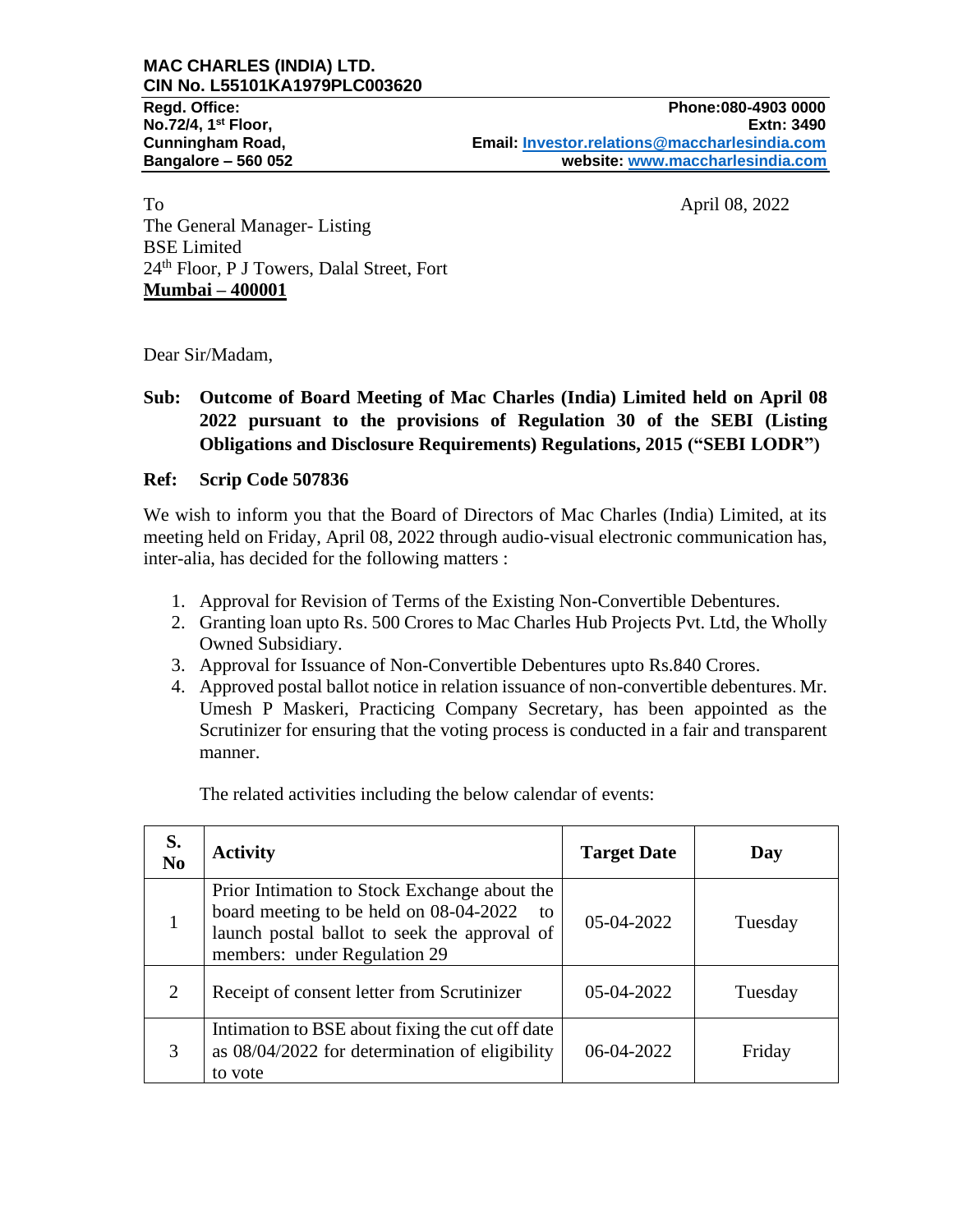**MAC CHARLES (INDIA) LTD.**
**CIN No. L55101KA1979PLC003620**

**Regd. Office:**
**No.72/4, 1st Floor,**
**Cunningham Road,**
**Bangalore – 560 052**

**Phone:080-4903 0000**
**Extn: 3490**
**Email: Investor.relations@maccharlesindia.com**
**website: www.maccharlesindia.com**

To

The General Manager- Listing
BSE Limited
24th Floor, P J Towers, Dalal Street, Fort
**Mumbai – 400001**

April 08, 2022

Dear Sir/Madam,

**Sub: Outcome of Board Meeting of Mac Charles (India) Limited held on April 08 2022 pursuant to the provisions of Regulation 30 of the SEBI (Listing Obligations and Disclosure Requirements) Regulations, 2015 ("SEBI LODR")**

**Ref: Scrip Code 507836**

We wish to inform you that the Board of Directors of Mac Charles (India) Limited, at its meeting held on Friday, April 08, 2022 through audio-visual electronic communication has, inter-alia, has decided for the following matters :

1. Approval for Revision of Terms of the Existing Non-Convertible Debentures.
2. Granting loan upto Rs. 500 Crores to Mac Charles Hub Projects Pvt. Ltd, the Wholly Owned Subsidiary.
3. Approval for Issuance of Non-Convertible Debentures upto Rs.840 Crores.
4. Approved postal ballot notice in relation issuance of non-convertible debentures. Mr. Umesh P Maskeri, Practicing Company Secretary, has been appointed as the Scrutinizer for ensuring that the voting process is conducted in a fair and transparent manner.

   The related activities including the below calendar of events:

| S. No | Activity | Target Date | Day |
|---|---|---|---|
| 1 | Prior Intimation to Stock Exchange about the board meeting to be held on 08-04-2022 to launch postal ballot to seek the approval of members: under Regulation 29 | 05-04-2022 | Tuesday |
| 2 | Receipt of consent letter from Scrutinizer | 05-04-2022 | Tuesday |
| 3 | Intimation to BSE about fixing the cut off date as 08/04/2022 for determination of eligibility to vote | 06-04-2022 | Friday |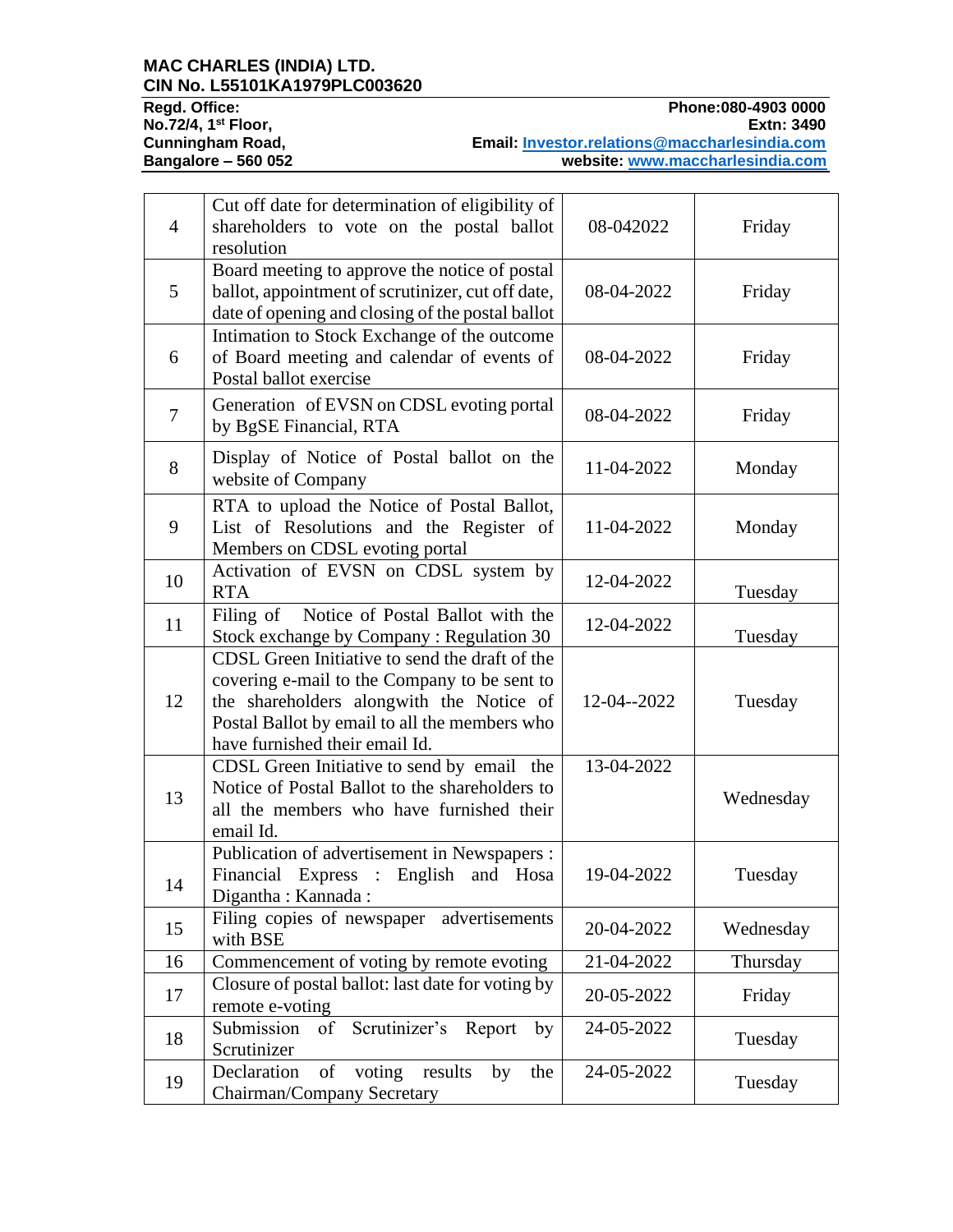**MAC CHARLES (INDIA) LTD.**
**CIN No. L55101KA1979PLC003620**

**Regd. Office:**
**No.72/4, 1st Floor,**
**Cunningham Road,**
**Bangalore – 560 052**

**Phone:080-4903 0000**
**Extn: 3490**
**Email: Investor.relations@maccharlesindia.com**
**website: www.maccharlesindia.com**

| | | | |
|---|---|---|---|
| 4 | Cut off date for determination of eligibility of shareholders to vote on the postal ballot resolution | 08-042022 | Friday |
| 5 | Board meeting to approve the notice of postal ballot, appointment of scrutinizer, cut off date, date of opening and closing of the postal ballot | 08-04-2022 | Friday |
| 6 | Intimation to Stock Exchange of the outcome of Board meeting and calendar of events of Postal ballot exercise | 08-04-2022 | Friday |
| 7 | Generation of EVSN on CDSL evoting portal by BgSE Financial, RTA | 08-04-2022 | Friday |
| 8 | Display of Notice of Postal ballot on the website of Company | 11-04-2022 | Monday |
| 9 | RTA to upload the Notice of Postal Ballot, List of Resolutions and the Register of Members on CDSL evoting portal | 11-04-2022 | Monday |
| 10 | Activation of EVSN on CDSL system by RTA | 12-04-2022 | Tuesday |
| 11 | Filing of Notice of Postal Ballot with the Stock exchange by Company : Regulation 30 | 12-04-2022 | Tuesday |
| 12 | CDSL Green Initiative to send the draft of the covering e-mail to the Company to be sent to the shareholders alongwith the Notice of Postal Ballot by email to all the members who have furnished their email Id. | 12-04--2022 | Tuesday |
| 13 | CDSL Green Initiative to send by email the Notice of Postal Ballot to the shareholders to all the members who have furnished their email Id. | 13-04-2022 | Wednesday |
| 14 | Publication of advertisement in Newspapers : Financial Express : English and Hosa Digantha : Kannada : | 19-04-2022 | Tuesday |
| 15 | Filing copies of newspaper advertisements with BSE | 20-04-2022 | Wednesday |
| 16 | Commencement of voting by remote evoting | 21-04-2022 | Thursday |
| 17 | Closure of postal ballot: last date for voting by remote e-voting | 20-05-2022 | Friday |
| 18 | Submission of Scrutinizer's Report by Scrutinizer | 24-05-2022 | Tuesday |
| 19 | Declaration of voting results by the Chairman/Company Secretary | 24-05-2022 | Tuesday |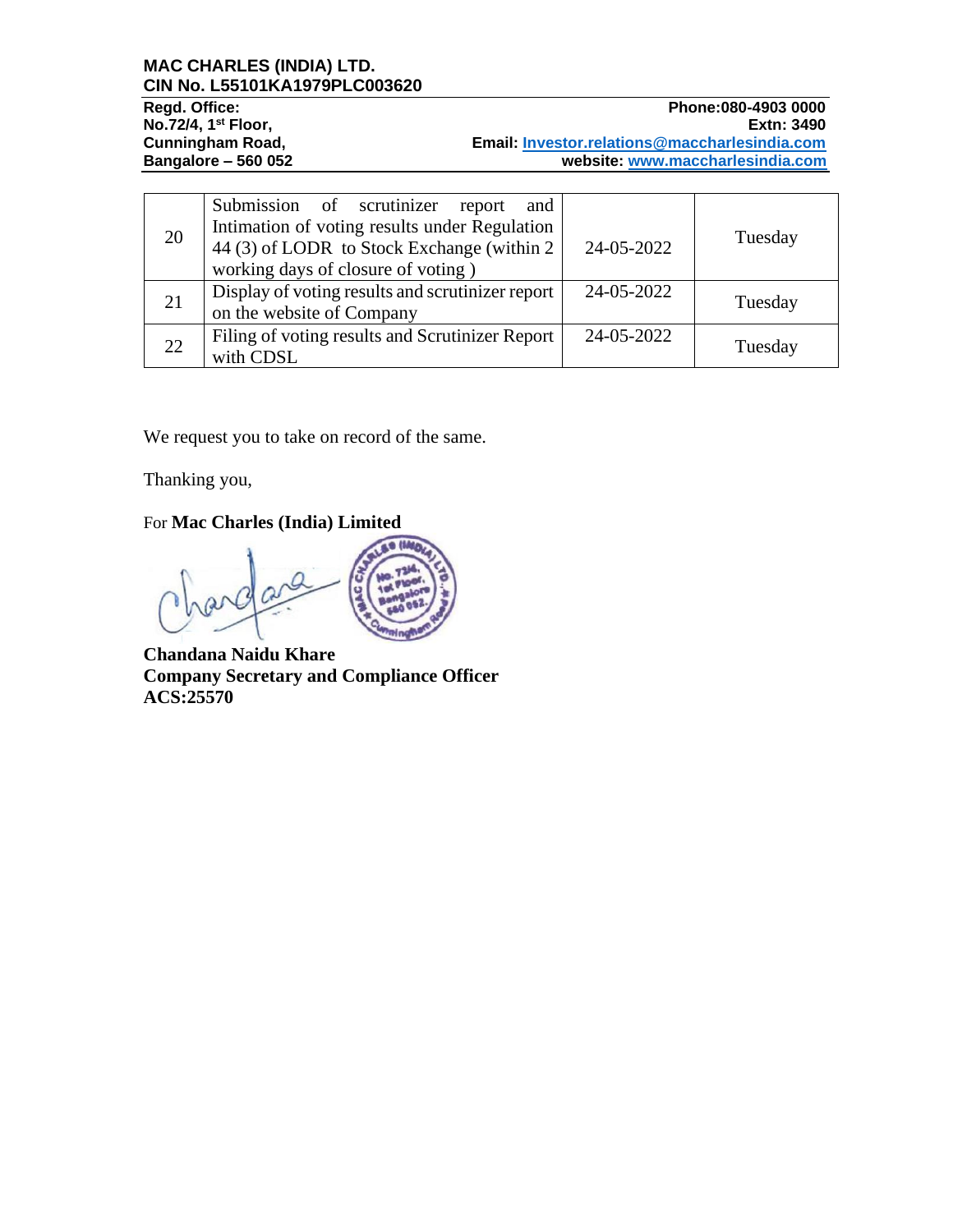**MAC CHARLES (INDIA) LTD.**
**CIN No. L55101KA1979PLC003620**

**Regd. Office:**
**No.72/4, 1st Floor,**
**Cunningham Road,**
**Bangalore – 560 052**

**Phone:080-4903 0000**
**Extn: 3490**
**Email: Investor.relations@maccharlesindia.com**
**website: www.maccharlesindia.com**

| | | | |
|---|---|---|---|
| 20 | Submission of scrutinizer report and Intimation of voting results under Regulation 44 (3) of LODR to Stock Exchange (within 2 working days of closure of voting ) | 24-05-2022 | Tuesday |
| 21 | Display of voting results and scrutinizer report on the website of Company | 24-05-2022 | Tuesday |
| 22 | Filing of voting results and Scrutinizer Report with CDSL | 24-05-2022 | Tuesday |

We request you to take on record of the same.

Thanking you,

For **Mac Charles (India) Limited**

**Chandana Naidu Khare**
**Company Secretary and Compliance Officer**
**ACS:25570**